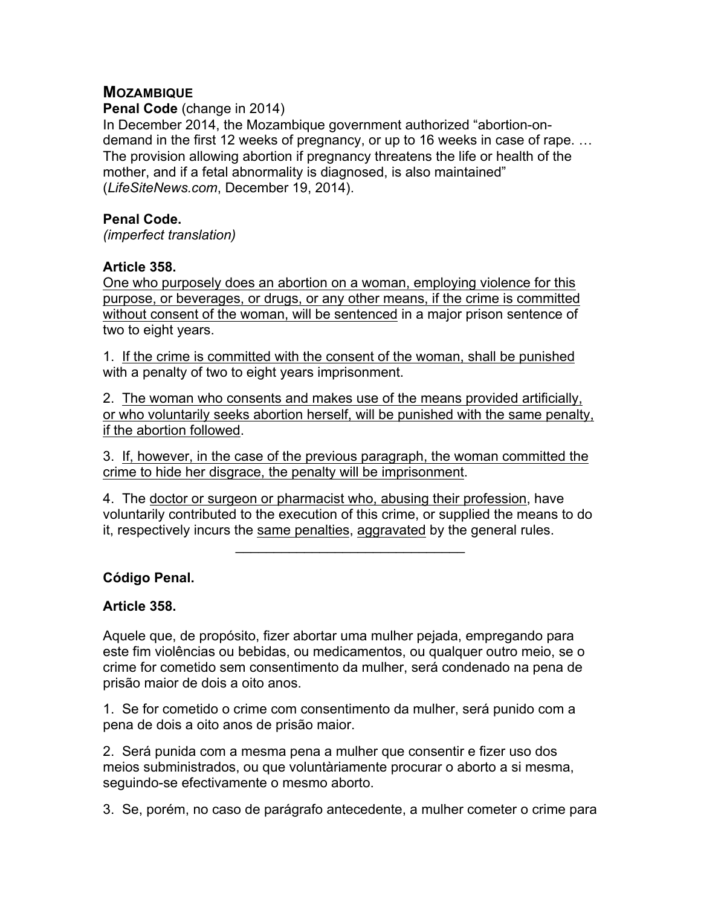## MOZAMBIQUE

**Penal Code** (change in 2014)

In December 2014, the Mozambique government authorized "abortion-on-demand in the first 12 weeks of pregnancy, or up to 16 weeks in case of rape. … The provision allowing abortion if pregnancy threatens the life or health of the mother, and if a fetal abnormality is diagnosed, is also maintained" (*LifeSiteNews.com*, December 19, 2014).

**Penal Code.**
*(imperfect translation)*

**Article 358.**

<u>One who purposely does an abortion on a woman, employing violence for this purpose, or beverages, or drugs, or any other means, if the crime is committed without consent of the woman, will be sentenced</u> in a major prison sentence of two to eight years.

1. <u>If the crime is committed with the consent of the woman, shall be punished</u> with a penalty of two to eight years imprisonment.

2. <u>The woman who consents and makes use of the means provided artificially, or who voluntarily seeks abortion herself, will be punished with the same penalty, if the abortion followed</u>.

3. <u>If, however, in the case of the previous paragraph, the woman committed the crime to hide her disgrace, the penalty will be imprisonment</u>.

4. The <u>doctor or surgeon or pharmacist who, abusing their profession</u>, have voluntarily contributed to the execution of this crime, or supplied the means to do it, respectively incurs the <u>same penalties</u>, <u>aggravated</u> by the general rules.

---

**Código Penal.**

**Article 358.**

Aquele que, de propósito, fizer abortar uma mulher pejada, empregando para este fim violências ou bebidas, ou medicamentos, ou qualquer outro meio, se o crime for cometido sem consentimento da mulher, será condenado na pena de prisão maior de dois a oito anos.

1. Se for cometido o crime com consentimento da mulher, será punido com a pena de dois a oito anos de prisão maior.

2. Será punida com a mesma pena a mulher que consentir e fizer uso dos meios subministrados, ou que voluntàriamente procurar o aborto a si mesma, seguindo-se efectivamente o mesmo aborto.

3. Se, porém, no caso de parágrafo antecedente, a mulher cometer o crime para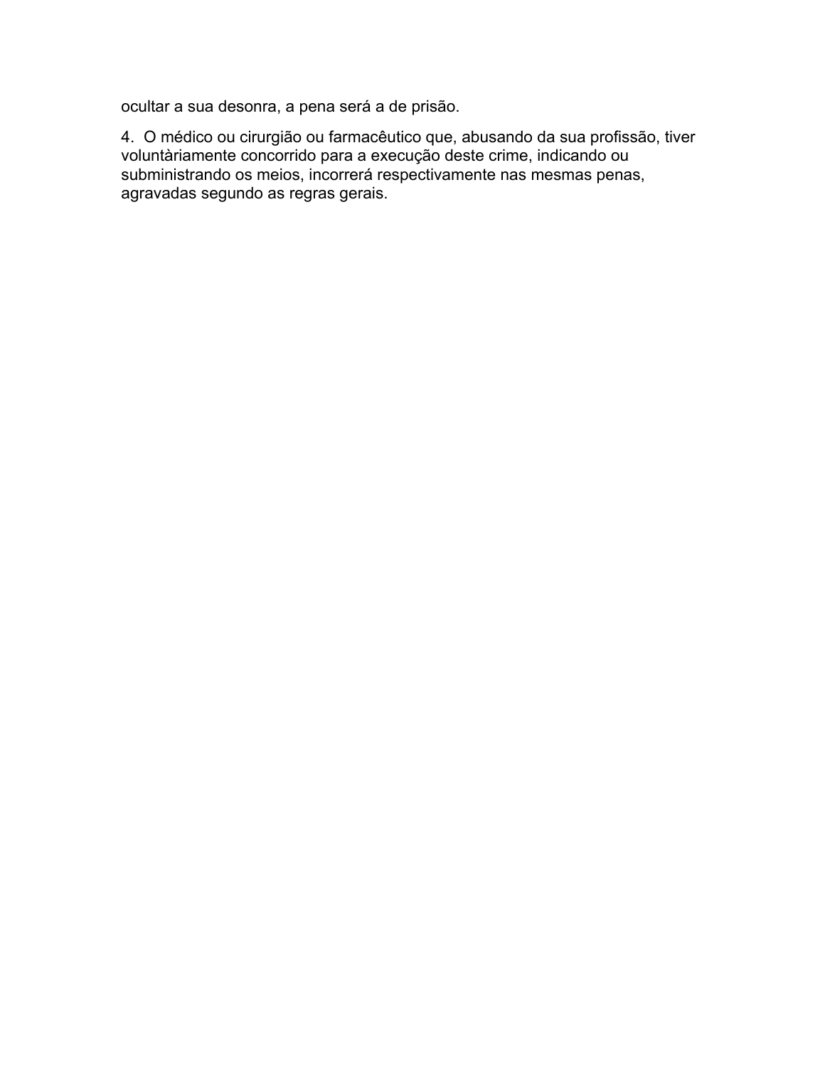ocultar a sua desonra, a pena será a de prisão.

4. O médico ou cirurgião ou farmacêutico que, abusando da sua profissão, tiver voluntàriamente concorrido para a execução deste crime, indicando ou subministrando os meios, incorrerá respectivamente nas mesmas penas, agravadas segundo as regras gerais.